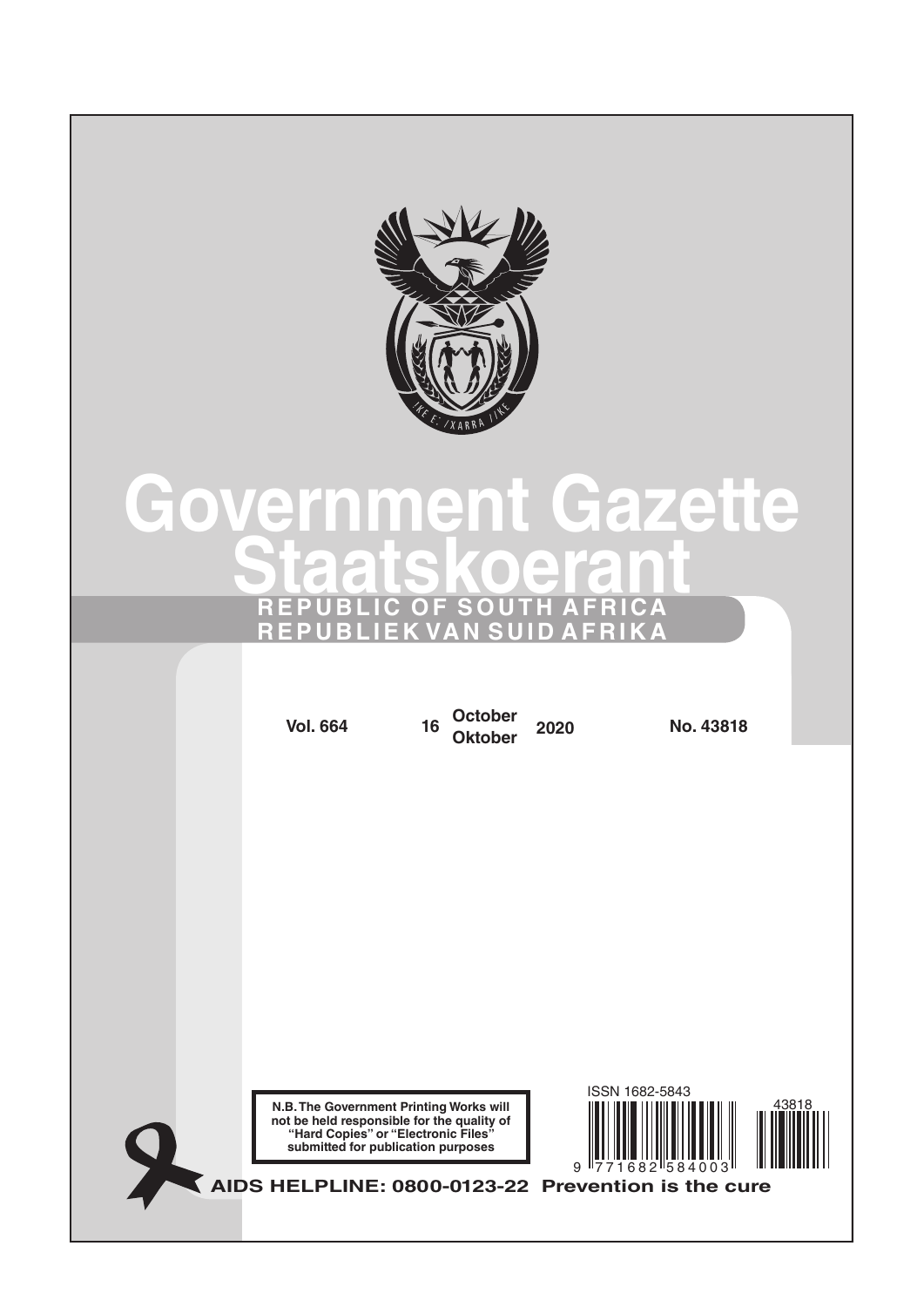# Government Gazette

# Staatskoerant

**REPUBLIC OF SOUTH AFRICA**

**REPUBLIEK VAN SUID AFRIKA**

**Vol. 664** **16** **October / Oktober** **2020** **No. 43818**

**N.B. The Government Printing Works will not be held responsible for the quality of "Hard Copies" or "Electronic Files" submitted for publication purposes**

ISSN 1682-5843

43818

9 771682 584003

**AIDS HELPLINE: 0800-0123-22 Prevention is the cure**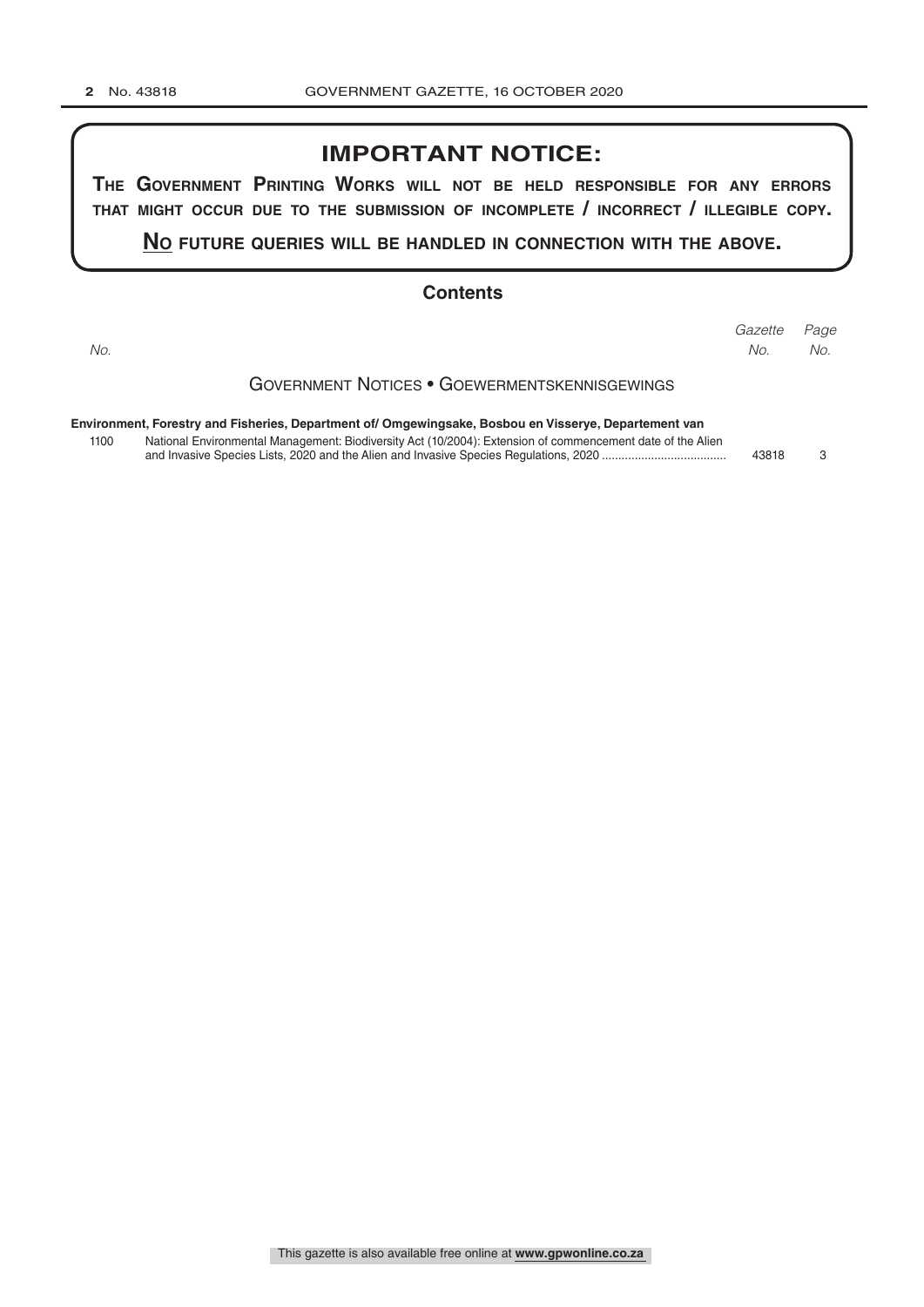## IMPORTANT NOTICE:

**THE GOVERNMENT PRINTING WORKS WILL NOT BE HELD RESPONSIBLE FOR ANY ERRORS THAT MIGHT OCCUR DUE TO THE SUBMISSION OF INCOMPLETE / INCORRECT / ILLEGIBLE COPY.**

**NO FUTURE QUERIES WILL BE HANDLED IN CONNECTION WITH THE ABOVE.**

## Contents

| *No.* | | *Gazette No.* | *Page No.* |
|---|---|---|---|
| | **GOVERNMENT NOTICES • GOEWERMENTSKENNISGEWINGS** | | |
| | **Environment, Forestry and Fisheries, Department of/ Omgewingsake, Bosbou en Visserye, Departement van** | | |
| 1100 | National Environmental Management: Biodiversity Act (10/2004): Extension of commencement date of the Alien and Invasive Species Lists, 2020 and the Alien and Invasive Species Regulations, 2020 ...................................... | 43818 | 3 |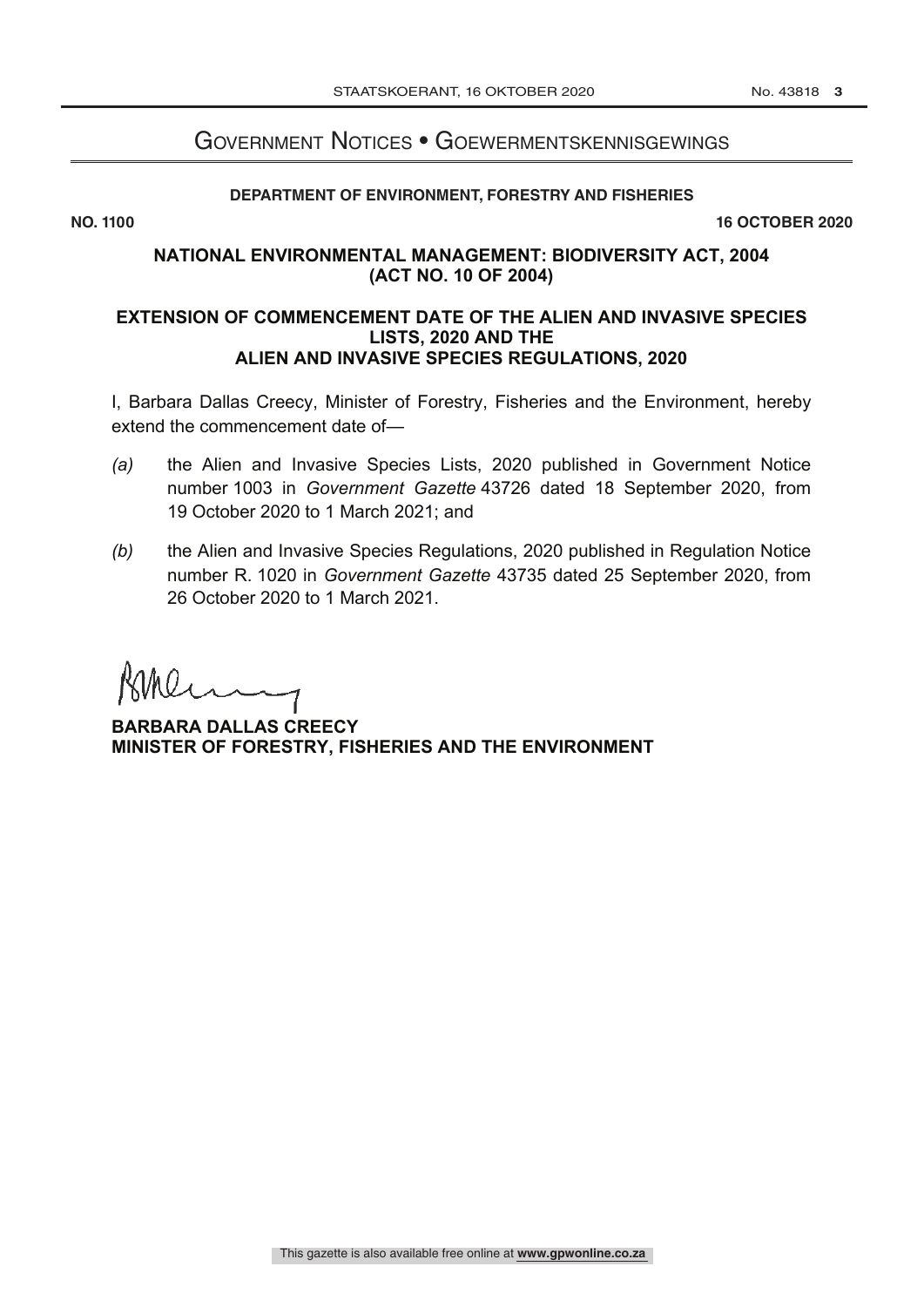# Government Notices • Goewermentskennisgewings

**DEPARTMENT OF ENVIRONMENT, FORESTRY AND FISHERIES**

**NO. 1100** **16 OCTOBER 2020**

## NATIONAL ENVIRONMENTAL MANAGEMENT: BIODIVERSITY ACT, 2004 (ACT NO. 10 OF 2004)

## EXTENSION OF COMMENCEMENT DATE OF THE ALIEN AND INVASIVE SPECIES LISTS, 2020 AND THE ALIEN AND INVASIVE SPECIES REGULATIONS, 2020

I, Barbara Dallas Creecy, Minister of Forestry, Fisheries and the Environment, hereby extend the commencement date of—

*(a)* the Alien and Invasive Species Lists, 2020 published in Government Notice number 1003 in *Government Gazette* 43726 dated 18 September 2020, from 19 October 2020 to 1 March 2021; and

*(b)* the Alien and Invasive Species Regulations, 2020 published in Regulation Notice number R. 1020 in *Government Gazette* 43735 dated 25 September 2020, from 26 October 2020 to 1 March 2021.

**BARBARA DALLAS CREECY**
**MINISTER OF FORESTRY, FISHERIES AND THE ENVIRONMENT**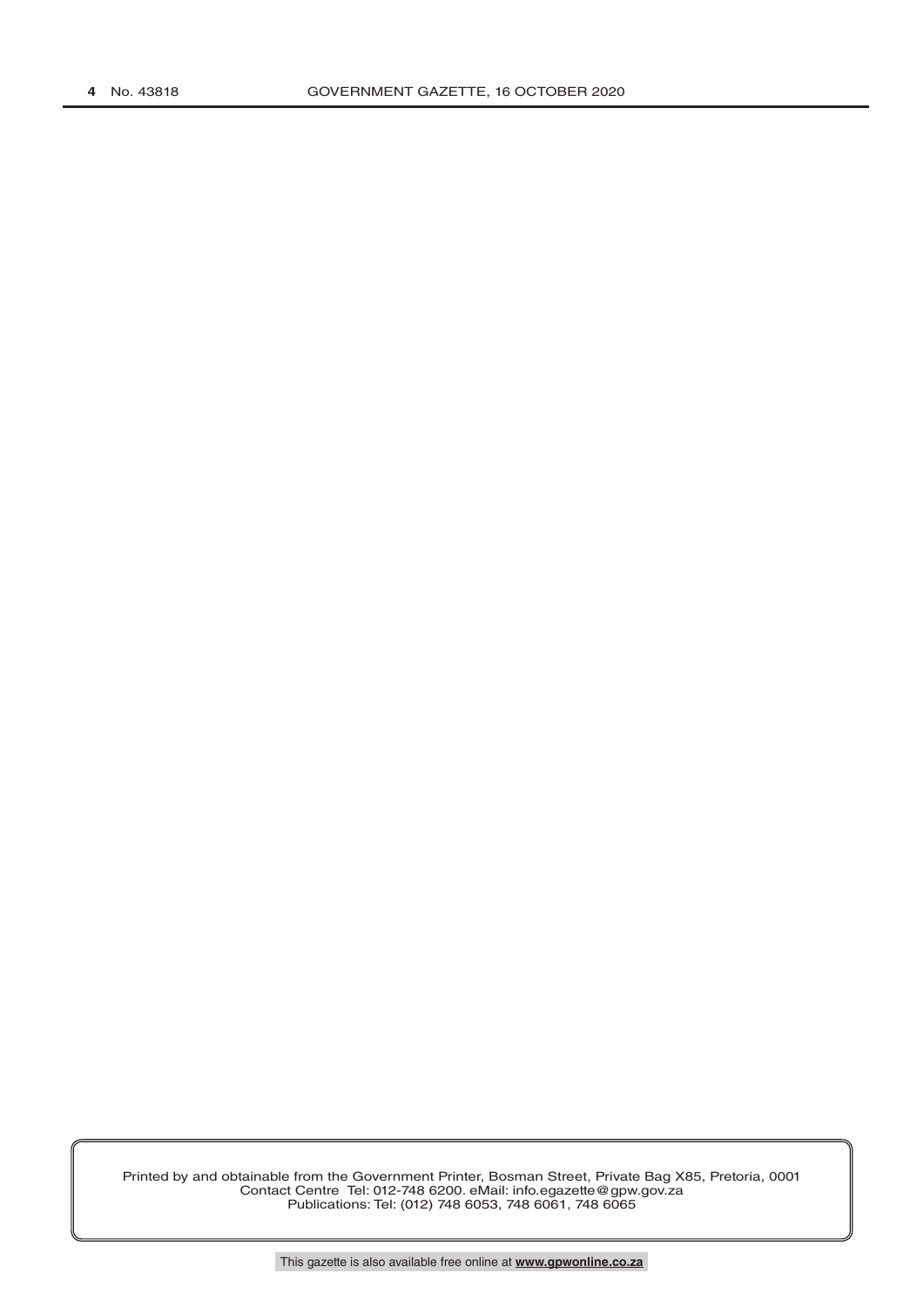Printed by and obtainable from the Government Printer, Bosman Street, Private Bag X85, Pretoria, 0001
Contact Centre Tel: 012-748 6200. eMail: info.egazette@gpw.gov.za
Publications: Tel: (012) 748 6053, 748 6061, 748 6065

This gazette is also available free online at **www.gpwonline.co.za**